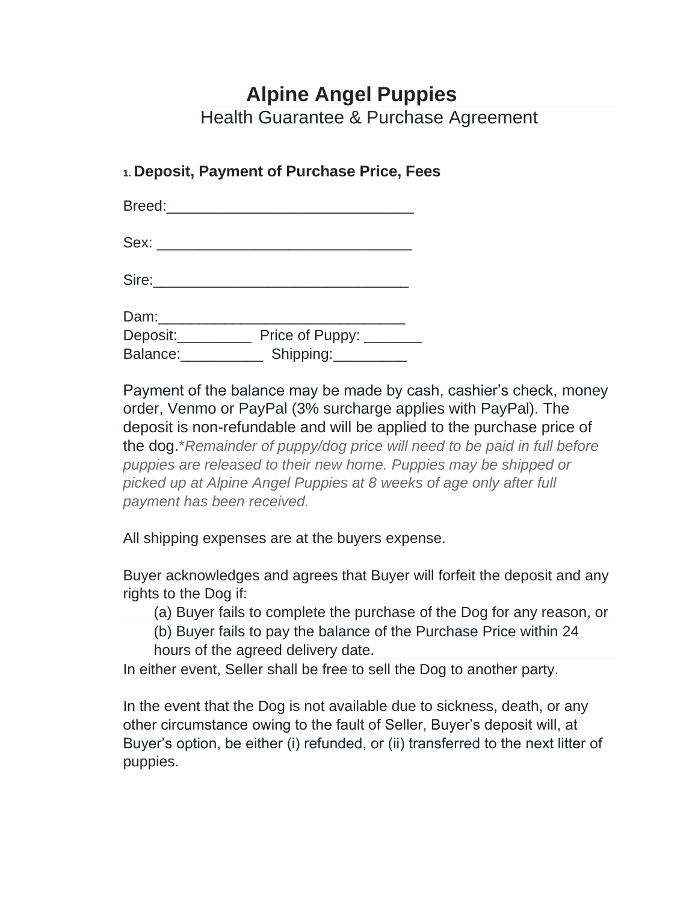# Alpine Angel Puppies

## Health Guarantee & Purchase Agreement

### 1. Deposit, Payment of Purchase Price, Fees

Breed:______________________________

Sex: ______________________________

Sire:_______________________________

Dam:______________________________
Deposit:_________ Price of Puppy: _______
Balance:__________ Shipping:_________

Payment of the balance may be made by cash, cashier's check, money order, Venmo or PayPal (3% surcharge applies with PayPal). The deposit is non-refundable and will be applied to the purchase price of the dog.**Remainder of puppy/dog price will need to be paid in full before puppies are released to their new home. Puppies may be shipped or picked up at Alpine Angel Puppies at 8 weeks of age only after full payment has been received.*

All shipping expenses are at the buyers expense.

Buyer acknowledges and agrees that Buyer will forfeit the deposit and any rights to the Dog if:

(a) Buyer fails to complete the purchase of the Dog for any reason, or

(b) Buyer fails to pay the balance of the Purchase Price within 24 hours of the agreed delivery date.

In either event, Seller shall be free to sell the Dog to another party.

In the event that the Dog is not available due to sickness, death, or any other circumstance owing to the fault of Seller, Buyer's deposit will, at Buyer's option, be either (i) refunded, or (ii) transferred to the next litter of puppies.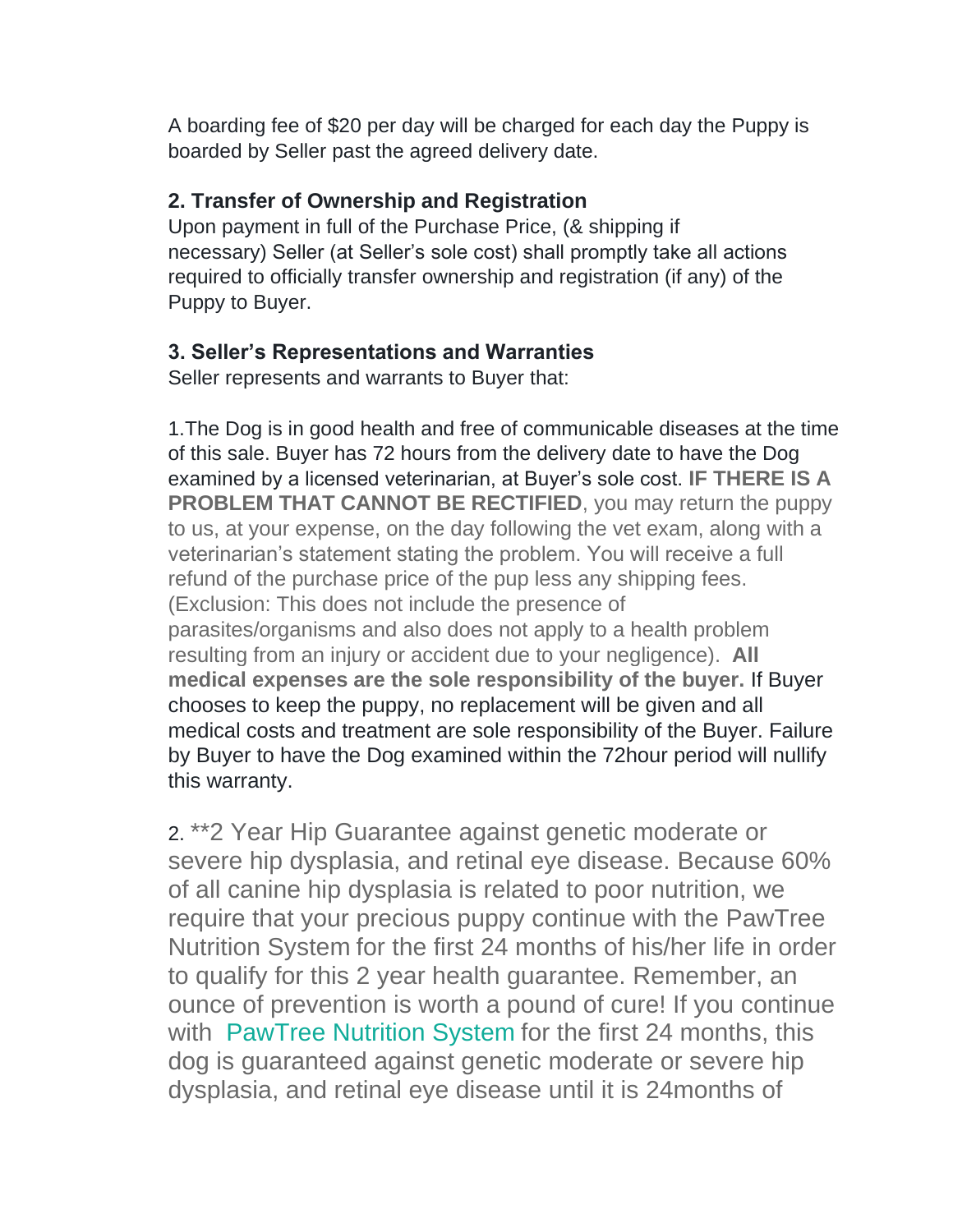A boarding fee of $20 per day will be charged for each day the Puppy is boarded by Seller past the agreed delivery date.

**2. Transfer of Ownership and Registration**
Upon payment in full of the Purchase Price, (& shipping if necessary) Seller (at Seller's sole cost) shall promptly take all actions required to officially transfer ownership and registration (if any) of the Puppy to Buyer.

**3. Seller's Representations and Warranties**
Seller represents and warrants to Buyer that:

1.The Dog is in good health and free of communicable diseases at the time of this sale. Buyer has 72 hours from the delivery date to have the Dog examined by a licensed veterinarian, at Buyer's sole cost. **IF THERE IS A PROBLEM THAT CANNOT BE RECTIFIED**, you may return the puppy to us, at your expense, on the day following the vet exam, along with a veterinarian's statement stating the problem. You will receive a full refund of the purchase price of the pup less any shipping fees. (Exclusion: This does not include the presence of parasites/organisms and also does not apply to a health problem resulting from an injury or accident due to your negligence). **All medical expenses are the sole responsibility of the buyer.** If Buyer chooses to keep the puppy, no replacement will be given and all medical costs and treatment are sole responsibility of the Buyer. Failure by Buyer to have the Dog examined within the 72hour period will nullify this warranty.

2. **2 Year Hip Guarantee against genetic moderate or severe hip dysplasia, and retinal eye disease. Because 60% of all canine hip dysplasia is related to poor nutrition, we require that your precious puppy continue with the PawTree Nutrition System for the first 24 months of his/her life in order to qualify for this 2 year health guarantee. Remember, an ounce of prevention is worth a pound of cure! If you continue with PawTree Nutrition System for the first 24 months, this dog is guaranteed against genetic moderate or severe hip dysplasia, and retinal eye disease until it is 24months of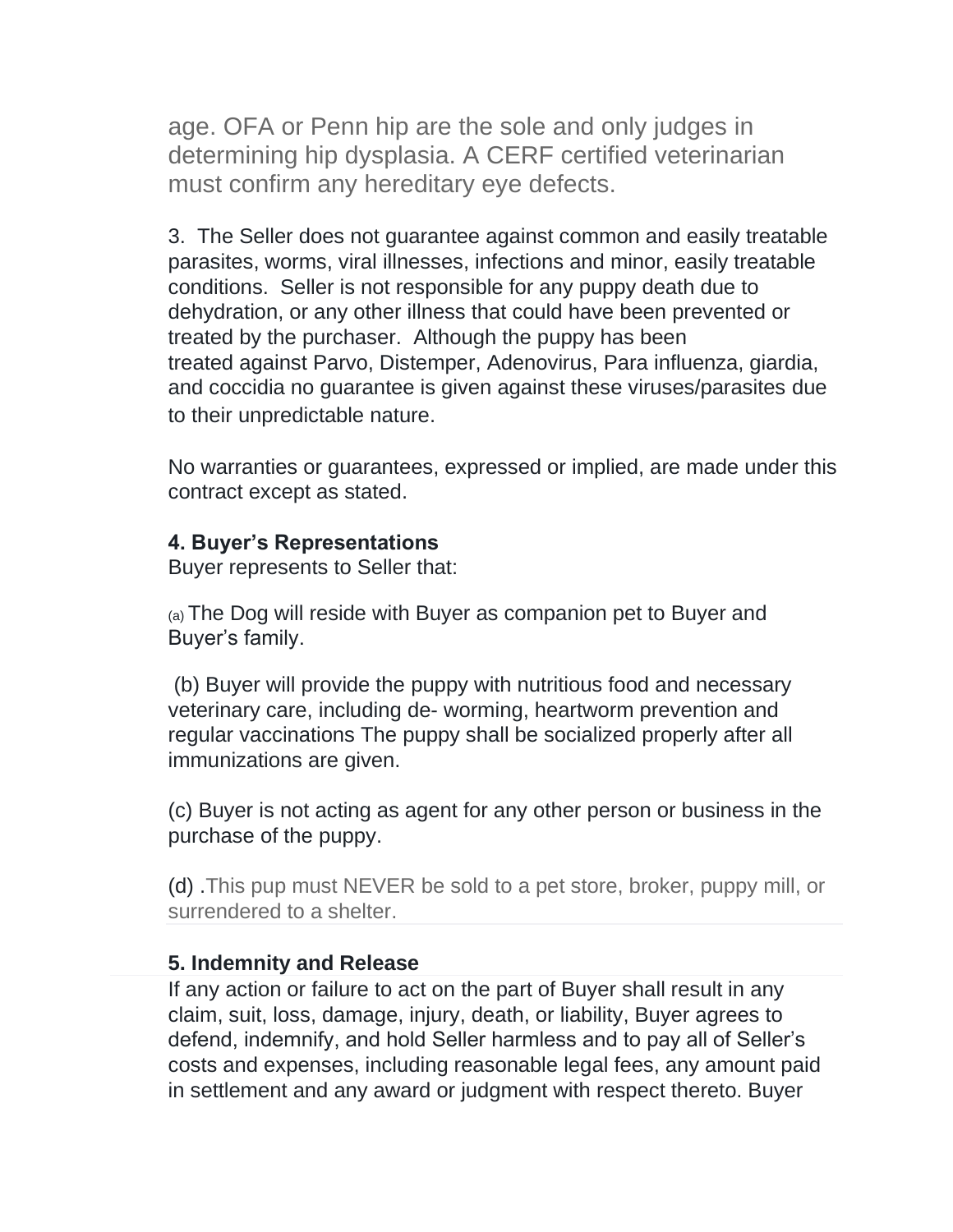age. OFA or Penn hip are the sole and only judges in determining hip dysplasia. A CERF certified veterinarian must confirm any hereditary eye defects.

3. The Seller does not guarantee against common and easily treatable parasites, worms, viral illnesses, infections and minor, easily treatable conditions. Seller is not responsible for any puppy death due to dehydration, or any other illness that could have been prevented or treated by the purchaser. Although the puppy has been treated against Parvo, Distemper, Adenovirus, Para influenza, giardia, and coccidia no guarantee is given against these viruses/parasites due to their unpredictable nature.

No warranties or guarantees, expressed or implied, are made under this contract except as stated.

**4. Buyer's Representations**
Buyer represents to Seller that:

(a) The Dog will reside with Buyer as companion pet to Buyer and Buyer's family.

(b) Buyer will provide the puppy with nutritious food and necessary veterinary care, including de- worming, heartworm prevention and regular vaccinations The puppy shall be socialized properly after all immunizations are given.

(c) Buyer is not acting as agent for any other person or business in the purchase of the puppy.

(d) .This pup must NEVER be sold to a pet store, broker, puppy mill, or surrendered to a shelter.

**5. Indemnity and Release**
If any action or failure to act on the part of Buyer shall result in any claim, suit, loss, damage, injury, death, or liability, Buyer agrees to defend, indemnify, and hold Seller harmless and to pay all of Seller's costs and expenses, including reasonable legal fees, any amount paid in settlement and any award or judgment with respect thereto. Buyer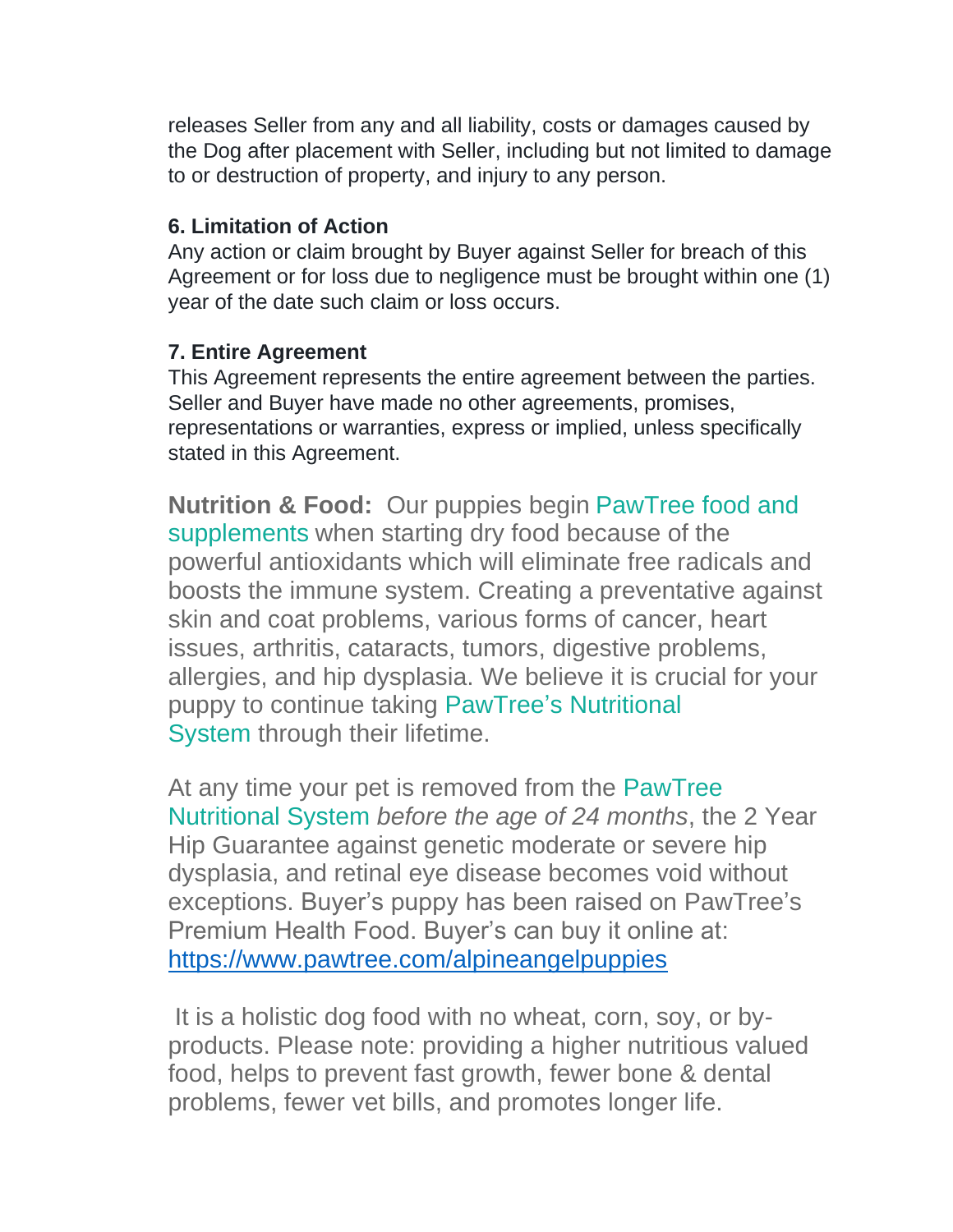releases Seller from any and all liability, costs or damages caused by the Dog after placement with Seller, including but not limited to damage to or destruction of property, and injury to any person.

**6. Limitation of Action**
Any action or claim brought by Buyer against Seller for breach of this Agreement or for loss due to negligence must be brought within one (1) year of the date such claim or loss occurs.

**7. Entire Agreement**
This Agreement represents the entire agreement between the parties. Seller and Buyer have made no other agreements, promises, representations or warranties, express or implied, unless specifically stated in this Agreement.

**Nutrition & Food:** Our puppies begin PawTree food and supplements when starting dry food because of the powerful antioxidants which will eliminate free radicals and boosts the immune system. Creating a preventative against skin and coat problems, various forms of cancer, heart issues, arthritis, cataracts, tumors, digestive problems, allergies, and hip dysplasia. We believe it is crucial for your puppy to continue taking PawTree's Nutritional System through their lifetime.

At any time your pet is removed from the PawTree Nutritional System *before the age of 24 months*, the 2 Year Hip Guarantee against genetic moderate or severe hip dysplasia, and retinal eye disease becomes void without exceptions. Buyer's puppy has been raised on PawTree's Premium Health Food. Buyer's can buy it online at: [https://www.pawtree.com/alpineangelpuppies](https://www.pawtree.com/alpineangelpuppies)

It is a holistic dog food with no wheat, corn, soy, or by-products. Please note: providing a higher nutritious valued food, helps to prevent fast growth, fewer bone & dental problems, fewer vet bills, and promotes longer life.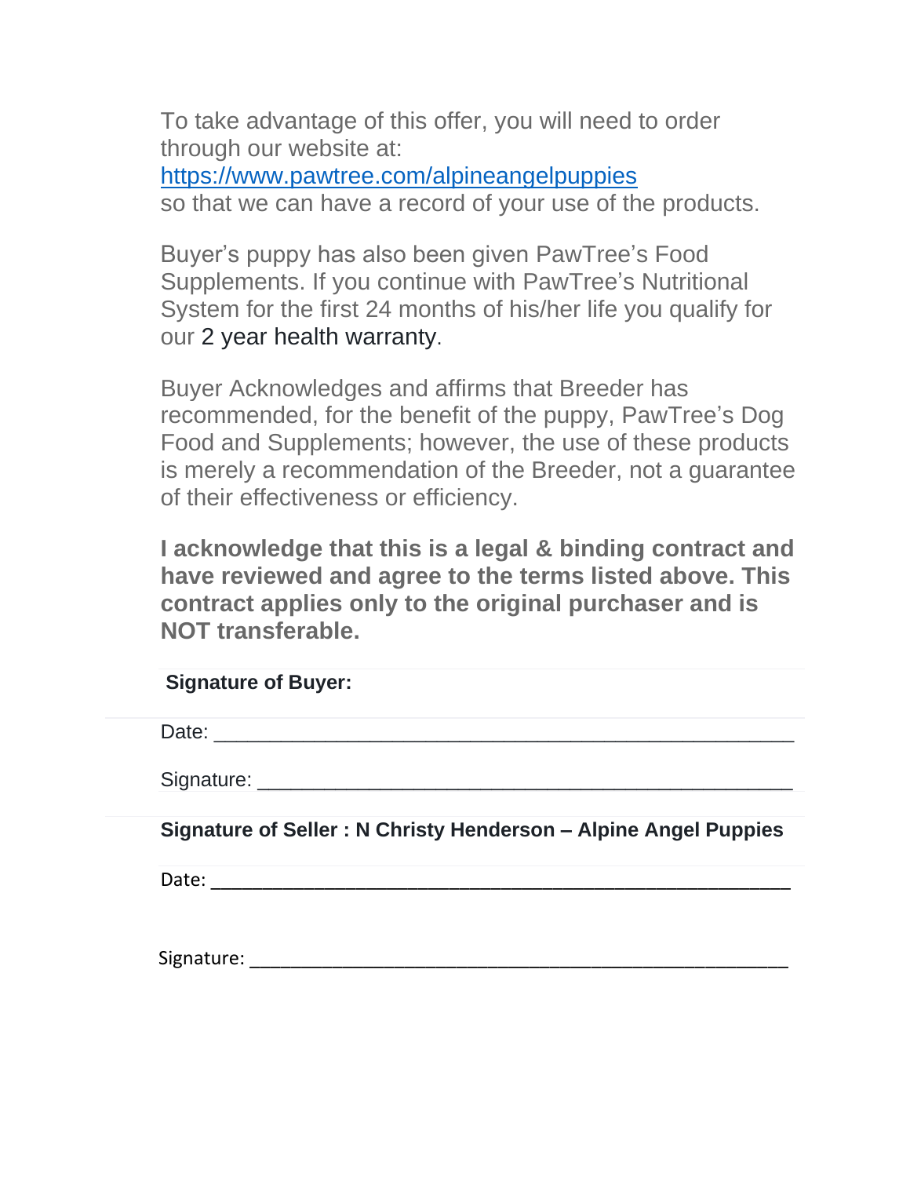To take advantage of this offer, you will need to order through our website at:
https://www.pawtree.com/alpineangelpuppies
so that we can have a record of your use of the products.

Buyer's puppy has also been given PawTree's Food Supplements. If you continue with PawTree's Nutritional System for the first 24 months of his/her life you qualify for our 2 year health warranty.

Buyer Acknowledges and affirms that Breeder has recommended, for the benefit of the puppy, PawTree's Dog Food and Supplements; however, the use of these products is merely a recommendation of the Breeder, not a guarantee of their effectiveness or efficiency.

**I acknowledge that this is a legal & binding contract and have reviewed and agree to the terms listed above. This contract applies only to the original purchaser and is NOT transferable.**

**Signature of Buyer:**

Date: ____________________________________________________

Signature: ________________________________________________

**Signature of Seller : N Christy Henderson – Alpine Angel Puppies**

Date: ____________________________________________________

Signature: ________________________________________________